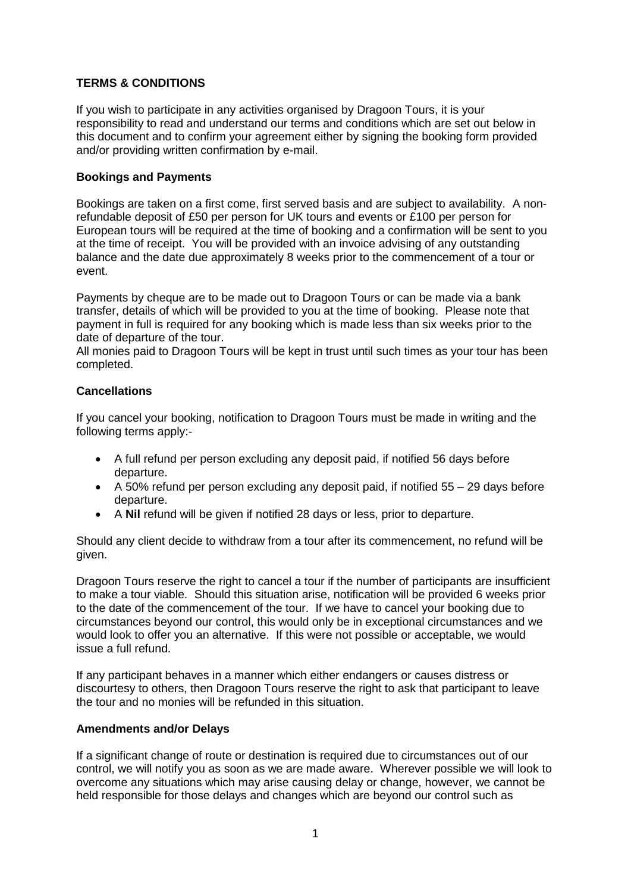## TERMS & CONDITIONS

If you wish to participate in any activities organised by Dragoon Tours, it is your responsibility to read and understand our terms and conditions which are set out below in this document and to confirm your agreement either by signing the booking form provided and/or providing written confirmation by e-mail.

### Bookings and Payments

Bookings are taken on a first come, first served basis and are subject to availability. A non-refundable deposit of £50 per person for UK tours and events or £100 per person for European tours will be required at the time of booking and a confirmation will be sent to you at the time of receipt. You will be provided with an invoice advising of any outstanding balance and the date due approximately 8 weeks prior to the commencement of a tour or event.

Payments by cheque are to be made out to Dragoon Tours or can be made via a bank transfer, details of which will be provided to you at the time of booking. Please note that payment in full is required for any booking which is made less than six weeks prior to the date of departure of the tour.
All monies paid to Dragoon Tours will be kept in trust until such times as your tour has been completed.

### Cancellations

If you cancel your booking, notification to Dragoon Tours must be made in writing and the following terms apply:-

- A full refund per person excluding any deposit paid, if notified 56 days before departure.
- A 50% refund per person excluding any deposit paid, if notified 55 – 29 days before departure.
- A **Nil** refund will be given if notified 28 days or less, prior to departure.

Should any client decide to withdraw from a tour after its commencement, no refund will be given.

Dragoon Tours reserve the right to cancel a tour if the number of participants are insufficient to make a tour viable. Should this situation arise, notification will be provided 6 weeks prior to the date of the commencement of the tour. If we have to cancel your booking due to circumstances beyond our control, this would only be in exceptional circumstances and we would look to offer you an alternative. If this were not possible or acceptable, we would issue a full refund.

If any participant behaves in a manner which either endangers or causes distress or discourtesy to others, then Dragoon Tours reserve the right to ask that participant to leave the tour and no monies will be refunded in this situation.

### Amendments and/or Delays

If a significant change of route or destination is required due to circumstances out of our control, we will notify you as soon as we are made aware. Wherever possible we will look to overcome any situations which may arise causing delay or change, however, we cannot be held responsible for those delays and changes which are beyond our control such as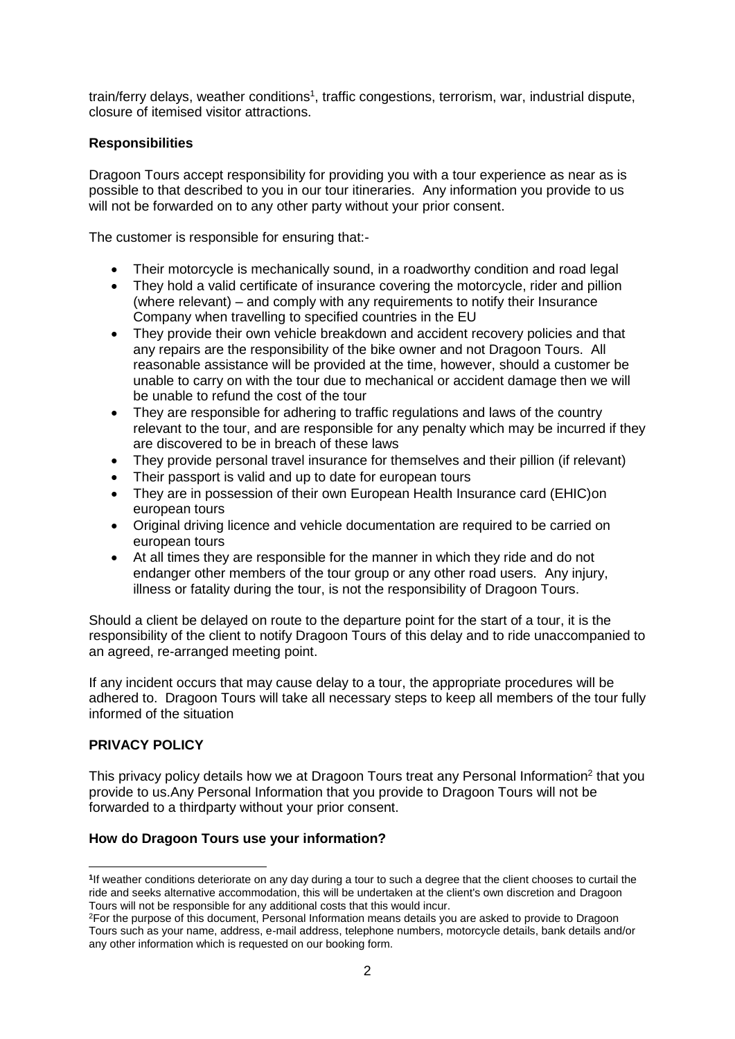train/ferry delays, weather conditions[1], traffic congestions, terrorism, war, industrial dispute, closure of itemised visitor attractions.

**Responsibilities**

Dragoon Tours accept responsibility for providing you with a tour experience as near as is possible to that described to you in our tour itineraries. Any information you provide to us will not be forwarded on to any other party without your prior consent.

The customer is responsible for ensuring that:-

- Their motorcycle is mechanically sound, in a roadworthy condition and road legal
- They hold a valid certificate of insurance covering the motorcycle, rider and pillion (where relevant) – and comply with any requirements to notify their Insurance Company when travelling to specified countries in the EU
- They provide their own vehicle breakdown and accident recovery policies and that any repairs are the responsibility of the bike owner and not Dragoon Tours. All reasonable assistance will be provided at the time, however, should a customer be unable to carry on with the tour due to mechanical or accident damage then we will be unable to refund the cost of the tour
- They are responsible for adhering to traffic regulations and laws of the country relevant to the tour, and are responsible for any penalty which may be incurred if they are discovered to be in breach of these laws
- They provide personal travel insurance for themselves and their pillion (if relevant)
- Their passport is valid and up to date for european tours
- They are in possession of their own European Health Insurance card (EHIC)on european tours
- Original driving licence and vehicle documentation are required to be carried on european tours
- At all times they are responsible for the manner in which they ride and do not endanger other members of the tour group or any other road users. Any injury, illness or fatality during the tour, is not the responsibility of Dragoon Tours.

Should a client be delayed on route to the departure point for the start of a tour, it is the responsibility of the client to notify Dragoon Tours of this delay and to ride unaccompanied to an agreed, re-arranged meeting point.

If any incident occurs that may cause delay to a tour, the appropriate procedures will be adhered to. Dragoon Tours will take all necessary steps to keep all members of the tour fully informed of the situation

**PRIVACY POLICY**

This privacy policy details how we at Dragoon Tours treat any Personal Information[2] that you provide to us.Any Personal Information that you provide to Dragoon Tours will not be forwarded to a thirdparty without your prior consent.

**How do Dragoon Tours use your information?**

---

[1] If weather conditions deteriorate on any day during a tour to such a degree that the client chooses to curtail the ride and seeks alternative accommodation, this will be undertaken at the client's own discretion and Dragoon Tours will not be responsible for any additional costs that this would incur.

[2] For the purpose of this document, Personal Information means details you are asked to provide to Dragoon Tours such as your name, address, e-mail address, telephone numbers, motorcycle details, bank details and/or any other information which is requested on our booking form.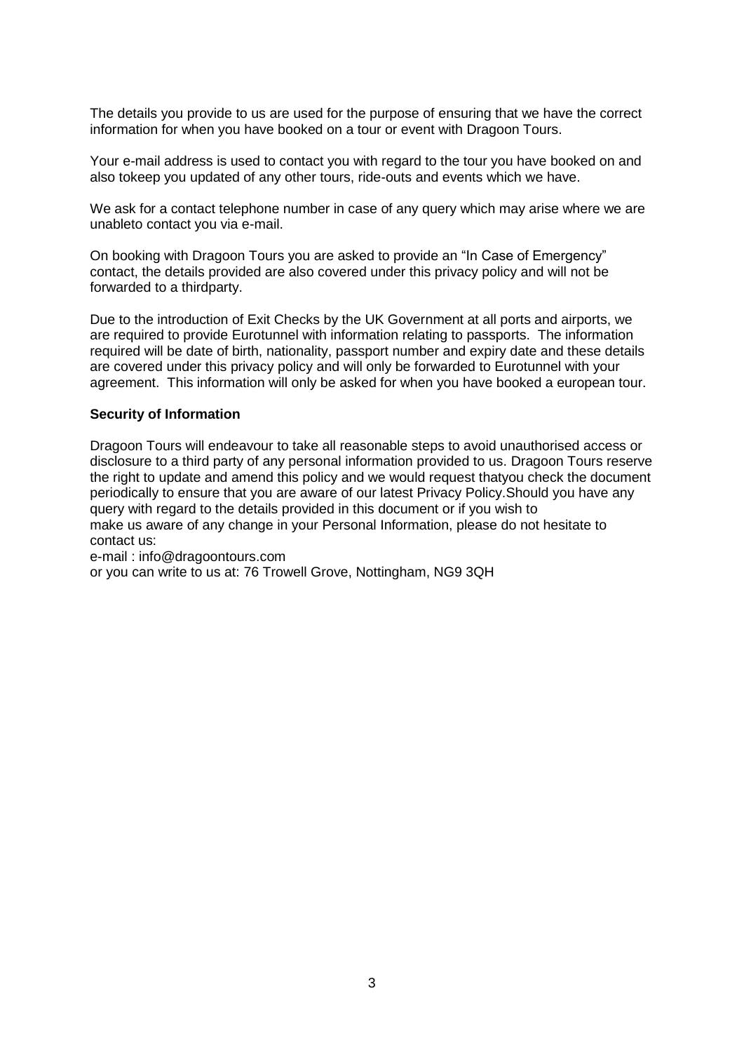The details you provide to us are used for the purpose of ensuring that we have the correct information for when you have booked on a tour or event with Dragoon Tours.

Your e-mail address is used to contact you with regard to the tour you have booked on and also tokeep you updated of any other tours, ride-outs and events which we have.

We ask for a contact telephone number in case of any query which may arise where we are unableto contact you via e-mail.

On booking with Dragoon Tours you are asked to provide an "In Case of Emergency" contact, the details provided are also covered under this privacy policy and will not be forwarded to a thirdparty.

Due to the introduction of Exit Checks by the UK Government at all ports and airports, we are required to provide Eurotunnel with information relating to passports. The information required will be date of birth, nationality, passport number and expiry date and these details are covered under this privacy policy and will only be forwarded to Eurotunnel with your agreement. This information will only be asked for when you have booked a european tour.

**Security of Information**

Dragoon Tours will endeavour to take all reasonable steps to avoid unauthorised access or disclosure to a third party of any personal information provided to us. Dragoon Tours reserve the right to update and amend this policy and we would request thatyou check the document periodically to ensure that you are aware of our latest Privacy Policy.Should you have any query with regard to the details provided in this document or if you wish to make us aware of any change in your Personal Information, please do not hesitate to contact us:

e-mail : info@dragoontours.com

or you can write to us at: 76 Trowell Grove, Nottingham, NG9 3QH